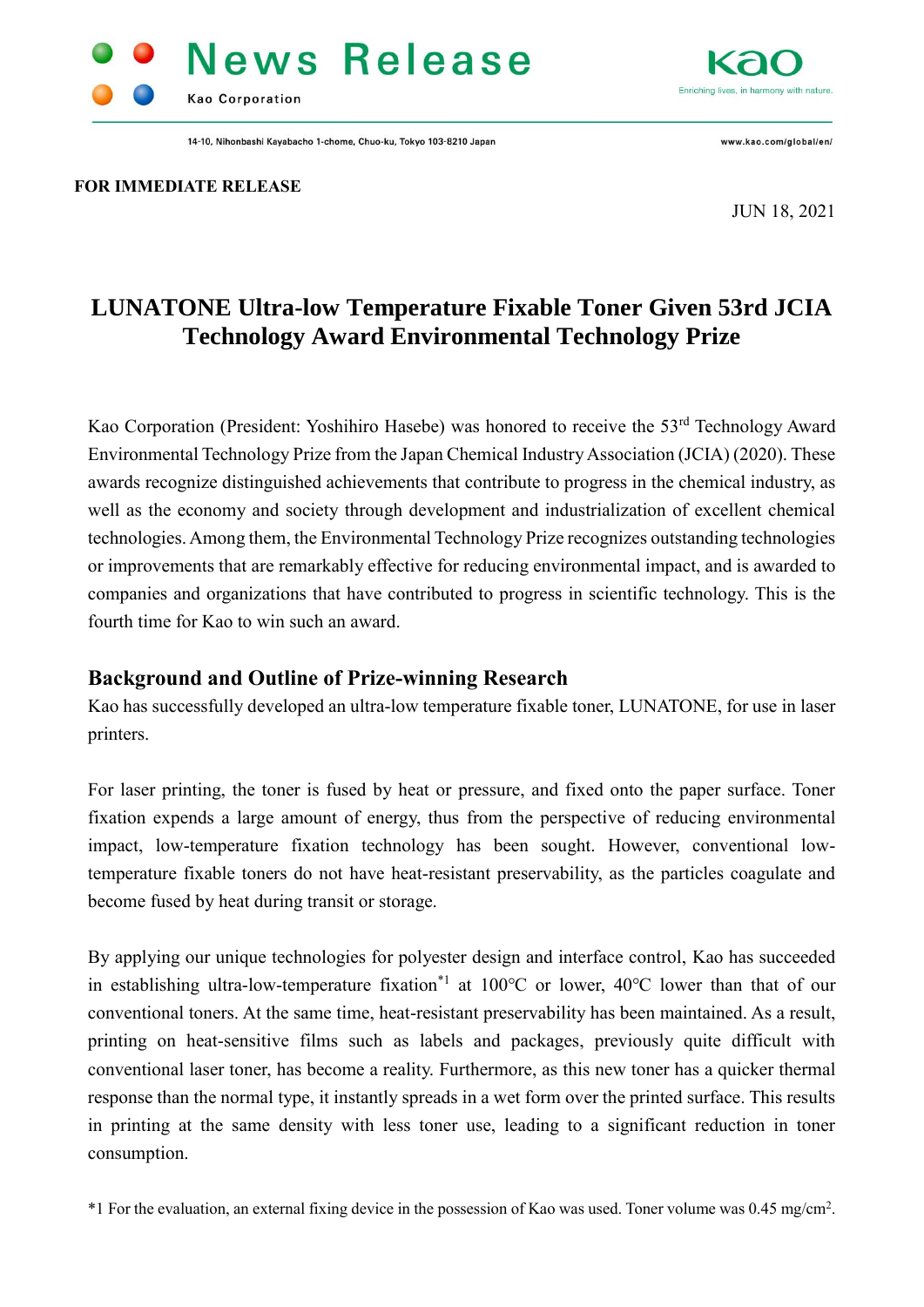News Release

Kao Corporation

14-10, Nihonbashi Kayabacho 1-chome, Chuo-ku, Tokyo 103-8210 Japan

www.kao.com/global/en/

**FOR IMMEDIATE RELEASE**

JUN 18, 2021

# LUNATONE Ultra-low Temperature Fixable Toner Given 53rd JCIA Technology Award Environmental Technology Prize

Kao Corporation (President: Yoshihiro Hasebe) was honored to receive the 53rd Technology Award Environmental Technology Prize from the Japan Chemical Industry Association (JCIA) (2020). These awards recognize distinguished achievements that contribute to progress in the chemical industry, as well as the economy and society through development and industrialization of excellent chemical technologies. Among them, the Environmental Technology Prize recognizes outstanding technologies or improvements that are remarkably effective for reducing environmental impact, and is awarded to companies and organizations that have contributed to progress in scientific technology. This is the fourth time for Kao to win such an award.

## Background and Outline of Prize-winning Research

Kao has successfully developed an ultra-low temperature fixable toner, LUNATONE, for use in laser printers.

For laser printing, the toner is fused by heat or pressure, and fixed onto the paper surface. Toner fixation expends a large amount of energy, thus from the perspective of reducing environmental impact, low-temperature fixation technology has been sought. However, conventional low-temperature fixable toners do not have heat-resistant preservability, as the particles coagulate and become fused by heat during transit or storage.

By applying our unique technologies for polyester design and interface control, Kao has succeeded in establishing ultra-low-temperature fixation[*1] at 100°C or lower, 40°C lower than that of our conventional toners. At the same time, heat-resistant preservability has been maintained. As a result, printing on heat-sensitive films such as labels and packages, previously quite difficult with conventional laser toner, has become a reality. Furthermore, as this new toner has a quicker thermal response than the normal type, it instantly spreads in a wet form over the printed surface. This results in printing at the same density with less toner use, leading to a significant reduction in toner consumption.

*1 For the evaluation, an external fixing device in the possession of Kao was used. Toner volume was 0.45 mg/cm$^2$.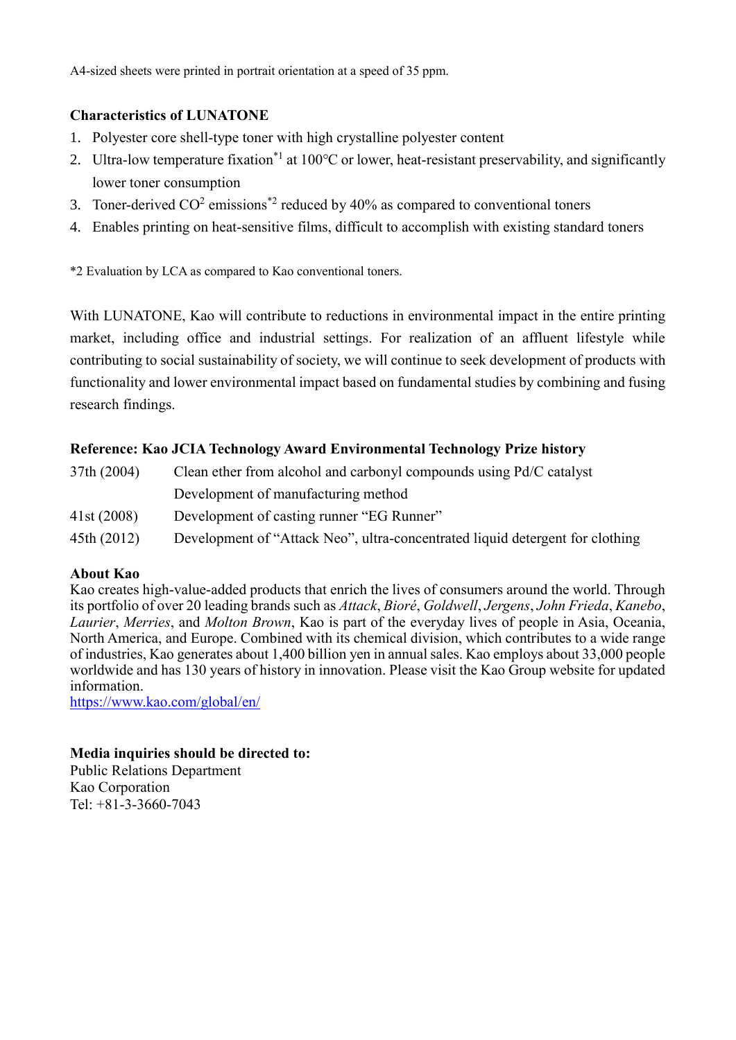A4-sized sheets were printed in portrait orientation at a speed of 35 ppm.

**Characteristics of LUNATONE**

1. Polyester core shell-type toner with high crystalline polyester content
2. Ultra-low temperature fixation[*1] at 100°C or lower, heat-resistant preservability, and significantly lower toner consumption
3. Toner-derived $CO^2$ emissions[*2] reduced by 40% as compared to conventional toners
4. Enables printing on heat-sensitive films, difficult to accomplish with existing standard toners

*2 Evaluation by LCA as compared to Kao conventional toners.

With LUNATONE, Kao will contribute to reductions in environmental impact in the entire printing market, including office and industrial settings. For realization of an affluent lifestyle while contributing to social sustainability of society, we will continue to seek development of products with functionality and lower environmental impact based on fundamental studies by combining and fusing research findings.

**Reference: Kao JCIA Technology Award Environmental Technology Prize history**

| | |
|---|---|
| 37th (2004) | Clean ether from alcohol and carbonyl compounds using Pd/C catalyst Development of manufacturing method |
| 41st (2008) | Development of casting runner "EG Runner" |
| 45th (2012) | Development of "Attack Neo", ultra-concentrated liquid detergent for clothing |

**About Kao**

Kao creates high-value-added products that enrich the lives of consumers around the world. Through its portfolio of over 20 leading brands such as *Attack*, *Bioré*, *Goldwell*, *Jergens*, *John Frieda*, *Kanebo*, *Laurier*, *Merries*, and *Molton Brown*, Kao is part of the everyday lives of people in Asia, Oceania, North America, and Europe. Combined with its chemical division, which contributes to a wide range of industries, Kao generates about 1,400 billion yen in annual sales. Kao employs about 33,000 people worldwide and has 130 years of history in innovation. Please visit the Kao Group website for updated information.

https://www.kao.com/global/en/

**Media inquiries should be directed to:**

Public Relations Department
Kao Corporation
Tel: +81-3-3660-7043